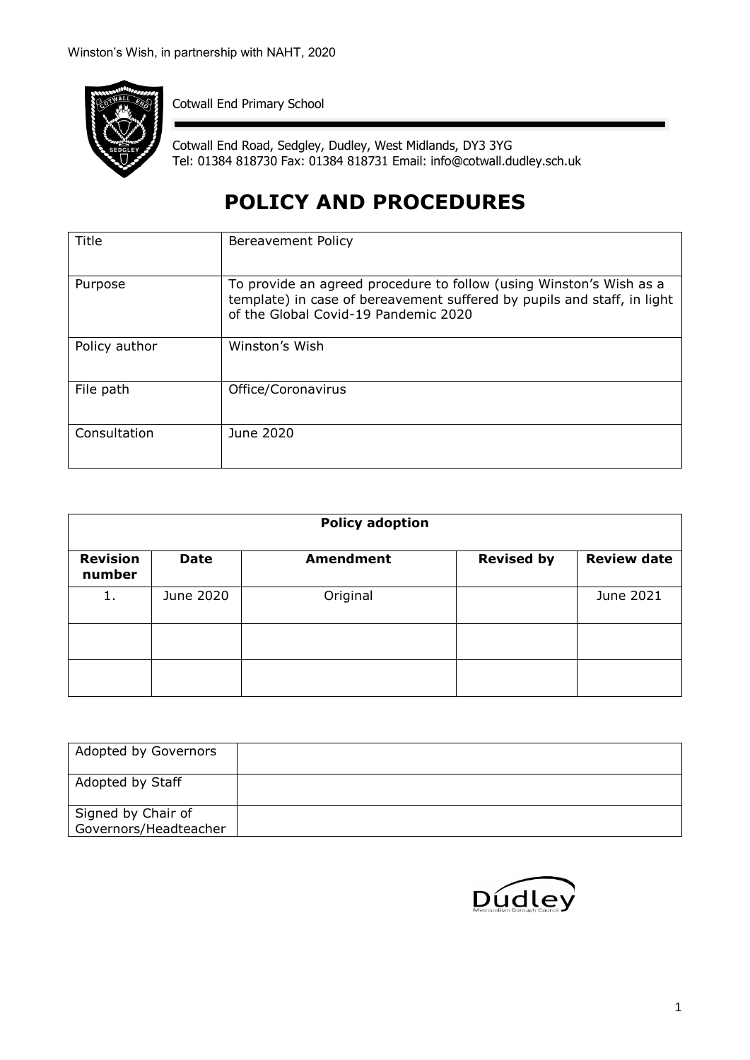Winston's Wish, in partnership with NAHT, 2020

Cotwall End Primary School

Cotwall End Road, Sedgley, Dudley, West Midlands, DY3 3YG
Tel: 01384 818730 Fax: 01384 818731 Email: info@cotwall.dudley.sch.uk

# POLICY AND PROCEDURES

| Title | Bereavement Policy |
|---|---|
| Purpose | To provide an agreed procedure to follow (using Winston's Wish as a template) in case of bereavement suffered by pupils and staff, in light of the Global Covid-19 Pandemic 2020 |
| Policy author | Winston's Wish |
| File path | Office/Coronavirus |
| Consultation | June 2020 |

| Policy adoption | | | | |
|---|---|---|---|---|
| **Revision number** | **Date** | **Amendment** | **Revised by** | **Review date** |
| 1. | June 2020 | Original | | June 2021 |
| | | | | |
| | | | | |

| Adopted by Governors | |
|---|---|
| Adopted by Staff | |
| Signed by Chair of Governors/Headteacher | |

Dudley Metropolitan Borough Council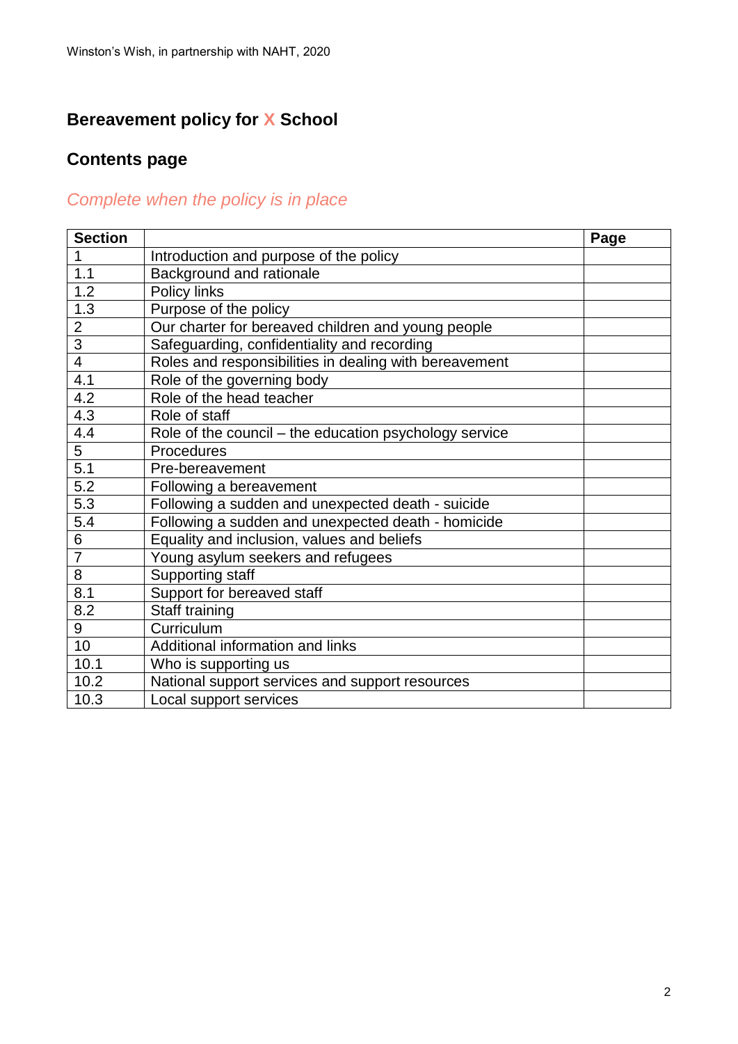## Bereavement policy for X School

## Contents page

*Complete when the policy is in place*

| Section | | Page |
|---|---|---|
| 1 | Introduction and purpose of the policy | |
| 1.1 | Background and rationale | |
| 1.2 | Policy links | |
| 1.3 | Purpose of the policy | |
| 2 | Our charter for bereaved children and young people | |
| 3 | Safeguarding, confidentiality and recording | |
| 4 | Roles and responsibilities in dealing with bereavement | |
| 4.1 | Role of the governing body | |
| 4.2 | Role of the head teacher | |
| 4.3 | Role of staff | |
| 4.4 | Role of the council – the education psychology service | |
| 5 | Procedures | |
| 5.1 | Pre-bereavement | |
| 5.2 | Following a bereavement | |
| 5.3 | Following a sudden and unexpected death - suicide | |
| 5.4 | Following a sudden and unexpected death - homicide | |
| 6 | Equality and inclusion, values and beliefs | |
| 7 | Young asylum seekers and refugees | |
| 8 | Supporting staff | |
| 8.1 | Support for bereaved staff | |
| 8.2 | Staff training | |
| 9 | Curriculum | |
| 10 | Additional information and links | |
| 10.1 | Who is supporting us | |
| 10.2 | National support services and support resources | |
| 10.3 | Local support services | |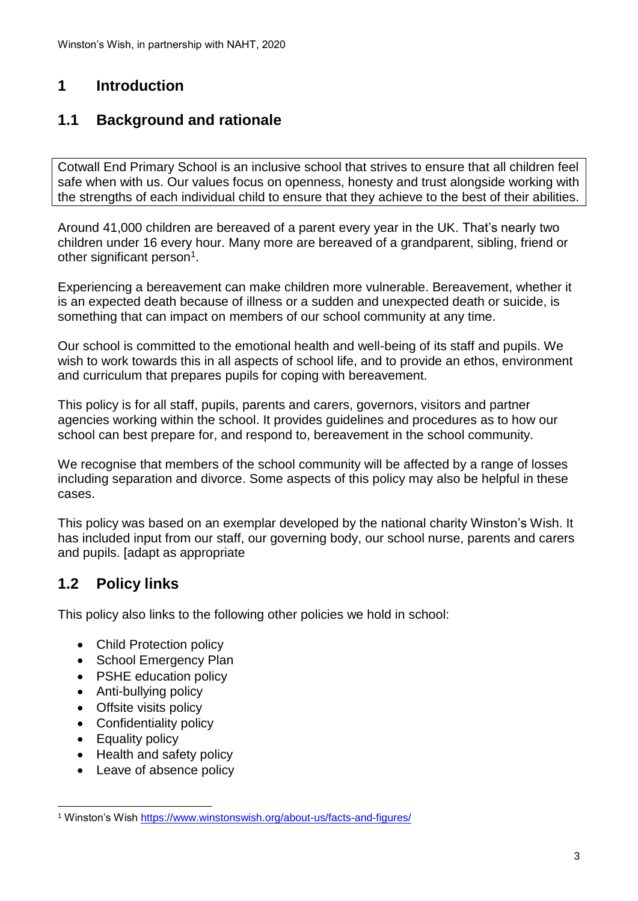# 1 Introduction

## 1.1 Background and rationale

Cotwall End Primary School is an inclusive school that strives to ensure that all children feel safe when with us. Our values focus on openness, honesty and trust alongside working with the strengths of each individual child to ensure that they achieve to the best of their abilities.

Around 41,000 children are bereaved of a parent every year in the UK. That's nearly two children under 16 every hour. Many more are bereaved of a grandparent, sibling, friend or other significant person[1].

Experiencing a bereavement can make children more vulnerable. Bereavement, whether it is an expected death because of illness or a sudden and unexpected death or suicide, is something that can impact on members of our school community at any time.

Our school is committed to the emotional health and well-being of its staff and pupils. We wish to work towards this in all aspects of school life, and to provide an ethos, environment and curriculum that prepares pupils for coping with bereavement.

This policy is for all staff, pupils, parents and carers, governors, visitors and partner agencies working within the school. It provides guidelines and procedures as to how our school can best prepare for, and respond to, bereavement in the school community.

We recognise that members of the school community will be affected by a range of losses including separation and divorce. Some aspects of this policy may also be helpful in these cases.

This policy was based on an exemplar developed by the national charity Winston's Wish. It has included input from our staff, our governing body, our school nurse, parents and carers and pupils. [adapt as appropriate

## 1.2 Policy links

This policy also links to the following other policies we hold in school:

- Child Protection policy
- School Emergency Plan
- PSHE education policy
- Anti-bullying policy
- Offsite visits policy
- Confidentiality policy
- Equality policy
- Health and safety policy
- Leave of absence policy

[1] Winston's Wish https://www.winstonswish.org/about-us/facts-and-figures/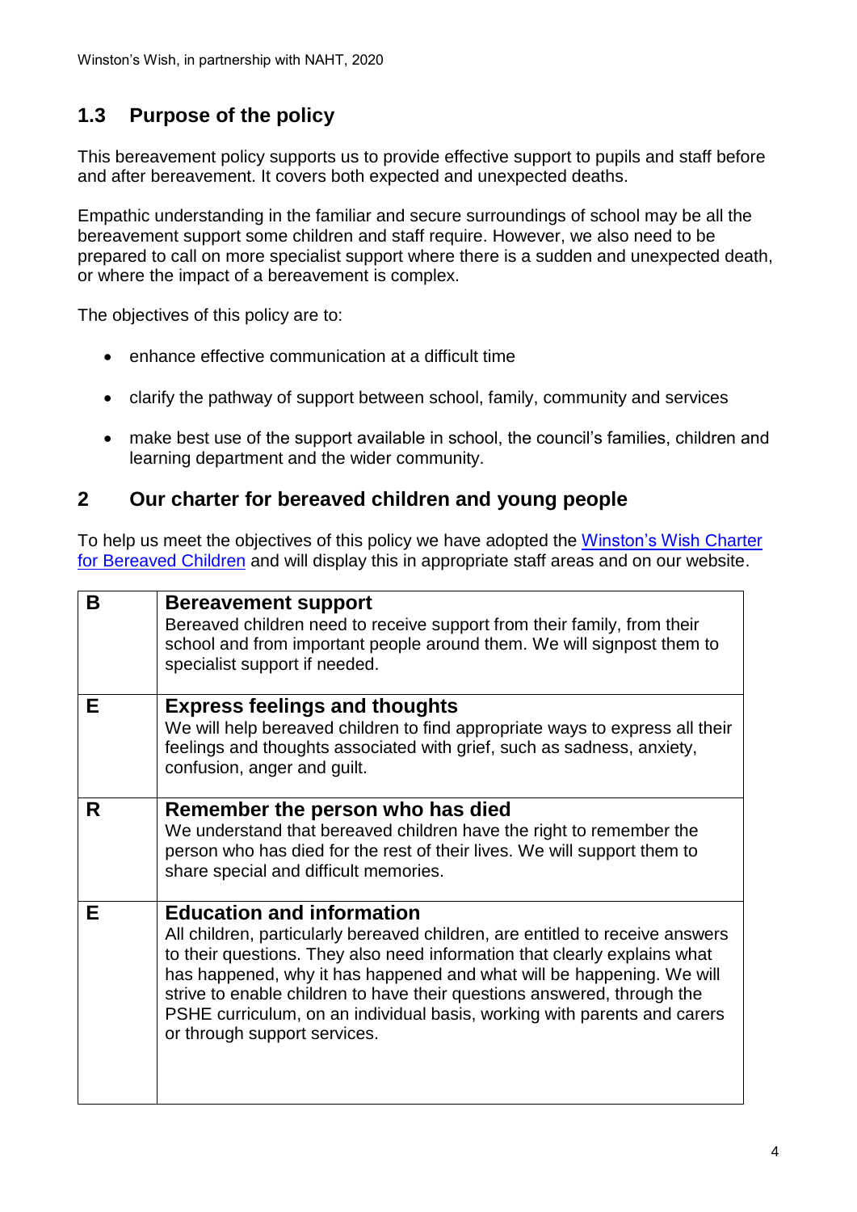## 1.3 Purpose of the policy

This bereavement policy supports us to provide effective support to pupils and staff before and after bereavement. It covers both expected and unexpected deaths.

Empathic understanding in the familiar and secure surroundings of school may be all the bereavement support some children and staff require. However, we also need to be prepared to call on more specialist support where there is a sudden and unexpected death, or where the impact of a bereavement is complex.

The objectives of this policy are to:

- enhance effective communication at a difficult time
- clarify the pathway of support between school, family, community and services
- make best use of the support available in school, the council's families, children and learning department and the wider community.

## 2 Our charter for bereaved children and young people

To help us meet the objectives of this policy we have adopted the Winston's Wish Charter for Bereaved Children and will display this in appropriate staff areas and on our website.

| | |
|---|---|
| **B** | **Bereavement support**<br>Bereaved children need to receive support from their family, from their school and from important people around them. We will signpost them to specialist support if needed. |
| **E** | **Express feelings and thoughts**<br>We will help bereaved children to find appropriate ways to express all their feelings and thoughts associated with grief, such as sadness, anxiety, confusion, anger and guilt. |
| **R** | **Remember the person who has died**<br>We understand that bereaved children have the right to remember the person who has died for the rest of their lives. We will support them to share special and difficult memories. |
| **E** | **Education and information**<br>All children, particularly bereaved children, are entitled to receive answers to their questions. They also need information that clearly explains what has happened, why it has happened and what will be happening. We will strive to enable children to have their questions answered, through the PSHE curriculum, on an individual basis, working with parents and carers or through support services. |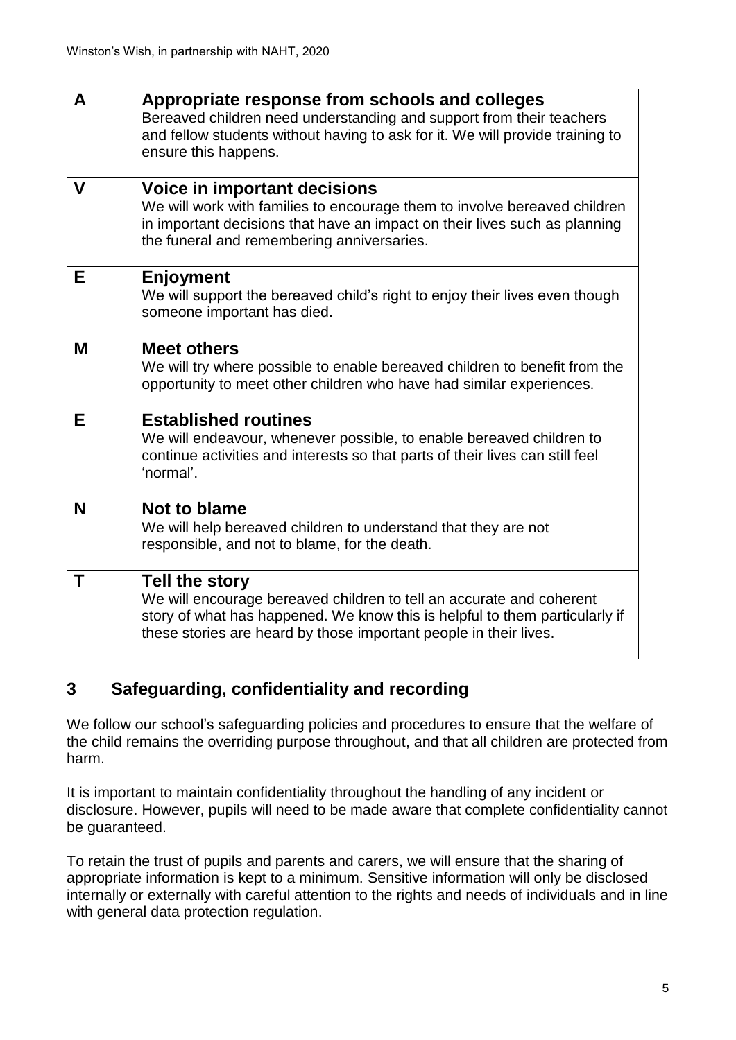| | |
|---|---|
| **A** | **Appropriate response from schools and colleges**<br>Bereaved children need understanding and support from their teachers and fellow students without having to ask for it. We will provide training to ensure this happens. |
| **V** | **Voice in important decisions**<br>We will work with families to encourage them to involve bereaved children in important decisions that have an impact on their lives such as planning the funeral and remembering anniversaries. |
| **E** | **Enjoyment**<br>We will support the bereaved child's right to enjoy their lives even though someone important has died. |
| **M** | **Meet others**<br>We will try where possible to enable bereaved children to benefit from the opportunity to meet other children who have had similar experiences. |
| **E** | **Established routines**<br>We will endeavour, whenever possible, to enable bereaved children to continue activities and interests so that parts of their lives can still feel 'normal'. |
| **N** | **Not to blame**<br>We will help bereaved children to understand that they are not responsible, and not to blame, for the death. |
| **T** | **Tell the story**<br>We will encourage bereaved children to tell an accurate and coherent story of what has happened. We know this is helpful to them particularly if these stories are heard by those important people in their lives. |

## 3 Safeguarding, confidentiality and recording

We follow our school's safeguarding policies and procedures to ensure that the welfare of the child remains the overriding purpose throughout, and that all children are protected from harm.

It is important to maintain confidentiality throughout the handling of any incident or disclosure. However, pupils will need to be made aware that complete confidentiality cannot be guaranteed.

To retain the trust of pupils and parents and carers, we will ensure that the sharing of appropriate information is kept to a minimum. Sensitive information will only be disclosed internally or externally with careful attention to the rights and needs of individuals and in line with general data protection regulation.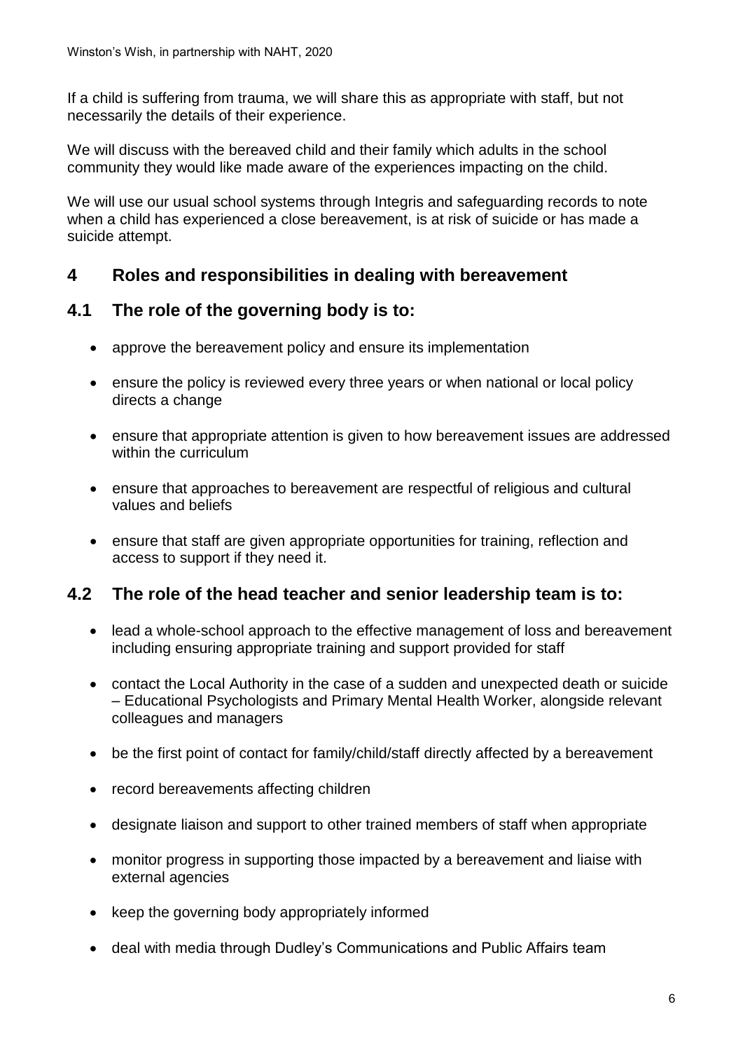If a child is suffering from trauma, we will share this as appropriate with staff, but not necessarily the details of their experience.

We will discuss with the bereaved child and their family which adults in the school community they would like made aware of the experiences impacting on the child.

We will use our usual school systems through Integris and safeguarding records to note when a child has experienced a close bereavement, is at risk of suicide or has made a suicide attempt.

## 4 Roles and responsibilities in dealing with bereavement

### 4.1 The role of the governing body is to:

- approve the bereavement policy and ensure its implementation
- ensure the policy is reviewed every three years or when national or local policy directs a change
- ensure that appropriate attention is given to how bereavement issues are addressed within the curriculum
- ensure that approaches to bereavement are respectful of religious and cultural values and beliefs
- ensure that staff are given appropriate opportunities for training, reflection and access to support if they need it.

### 4.2 The role of the head teacher and senior leadership team is to:

- lead a whole-school approach to the effective management of loss and bereavement including ensuring appropriate training and support provided for staff
- contact the Local Authority in the case of a sudden and unexpected death or suicide – Educational Psychologists and Primary Mental Health Worker, alongside relevant colleagues and managers
- be the first point of contact for family/child/staff directly affected by a bereavement
- record bereavements affecting children
- designate liaison and support to other trained members of staff when appropriate
- monitor progress in supporting those impacted by a bereavement and liaise with external agencies
- keep the governing body appropriately informed
- deal with media through Dudley's Communications and Public Affairs team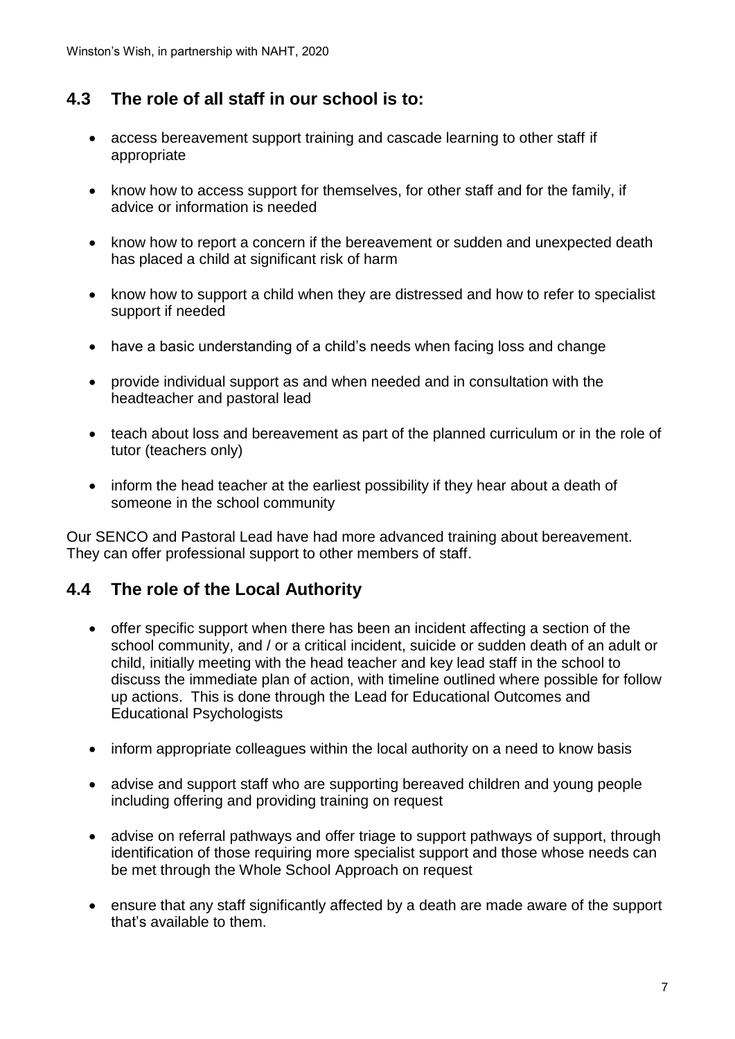## 4.3 The role of all staff in our school is to:

- access bereavement support training and cascade learning to other staff if appropriate
- know how to access support for themselves, for other staff and for the family, if advice or information is needed
- know how to report a concern if the bereavement or sudden and unexpected death has placed a child at significant risk of harm
- know how to support a child when they are distressed and how to refer to specialist support if needed
- have a basic understanding of a child's needs when facing loss and change
- provide individual support as and when needed and in consultation with the headteacher and pastoral lead
- teach about loss and bereavement as part of the planned curriculum or in the role of tutor (teachers only)
- inform the head teacher at the earliest possibility if they hear about a death of someone in the school community

Our SENCO and Pastoral Lead have had more advanced training about bereavement. They can offer professional support to other members of staff.

## 4.4 The role of the Local Authority

- offer specific support when there has been an incident affecting a section of the school community, and / or a critical incident, suicide or sudden death of an adult or child, initially meeting with the head teacher and key lead staff in the school to discuss the immediate plan of action, with timeline outlined where possible for follow up actions. This is done through the Lead for Educational Outcomes and Educational Psychologists
- inform appropriate colleagues within the local authority on a need to know basis
- advise and support staff who are supporting bereaved children and young people including offering and providing training on request
- advise on referral pathways and offer triage to support pathways of support, through identification of those requiring more specialist support and those whose needs can be met through the Whole School Approach on request
- ensure that any staff significantly affected by a death are made aware of the support that's available to them.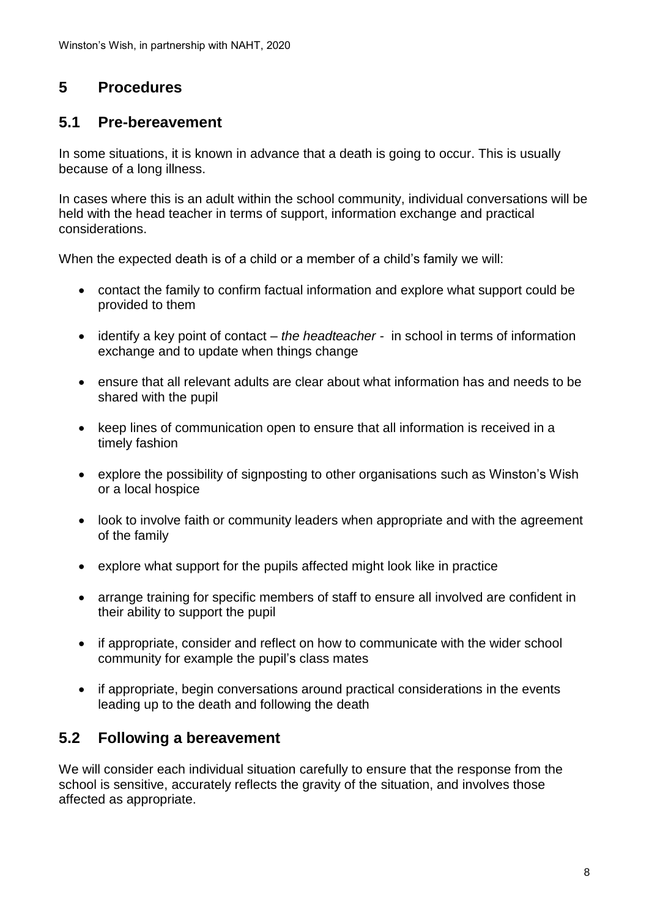## 5 Procedures

### 5.1 Pre-bereavement

In some situations, it is known in advance that a death is going to occur. This is usually because of a long illness.

In cases where this is an adult within the school community, individual conversations will be held with the head teacher in terms of support, information exchange and practical considerations.

When the expected death is of a child or a member of a child's family we will:

- contact the family to confirm factual information and explore what support could be provided to them
- identify a key point of contact – *the headteacher* - in school in terms of information exchange and to update when things change
- ensure that all relevant adults are clear about what information has and needs to be shared with the pupil
- keep lines of communication open to ensure that all information is received in a timely fashion
- explore the possibility of signposting to other organisations such as Winston's Wish or a local hospice
- look to involve faith or community leaders when appropriate and with the agreement of the family
- explore what support for the pupils affected might look like in practice
- arrange training for specific members of staff to ensure all involved are confident in their ability to support the pupil
- if appropriate, consider and reflect on how to communicate with the wider school community for example the pupil's class mates
- if appropriate, begin conversations around practical considerations in the events leading up to the death and following the death

### 5.2 Following a bereavement

We will consider each individual situation carefully to ensure that the response from the school is sensitive, accurately reflects the gravity of the situation, and involves those affected as appropriate.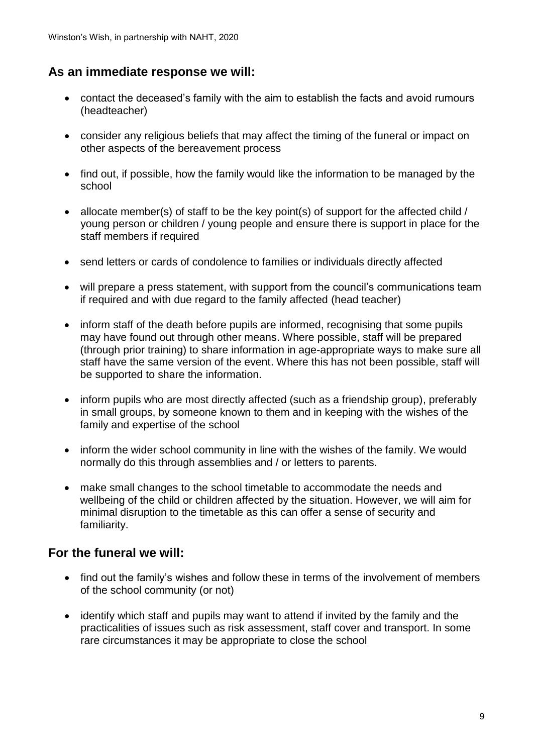## As an immediate response we will:

- contact the deceased's family with the aim to establish the facts and avoid rumours (headteacher)
- consider any religious beliefs that may affect the timing of the funeral or impact on other aspects of the bereavement process
- find out, if possible, how the family would like the information to be managed by the school
- allocate member(s) of staff to be the key point(s) of support for the affected child / young person or children / young people and ensure there is support in place for the staff members if required
- send letters or cards of condolence to families or individuals directly affected
- will prepare a press statement, with support from the council's communications team if required and with due regard to the family affected (head teacher)
- inform staff of the death before pupils are informed, recognising that some pupils may have found out through other means. Where possible, staff will be prepared (through prior training) to share information in age-appropriate ways to make sure all staff have the same version of the event. Where this has not been possible, staff will be supported to share the information.
- inform pupils who are most directly affected (such as a friendship group), preferably in small groups, by someone known to them and in keeping with the wishes of the family and expertise of the school
- inform the wider school community in line with the wishes of the family. We would normally do this through assemblies and / or letters to parents.
- make small changes to the school timetable to accommodate the needs and wellbeing of the child or children affected by the situation. However, we will aim for minimal disruption to the timetable as this can offer a sense of security and familiarity.

## For the funeral we will:

- find out the family's wishes and follow these in terms of the involvement of members of the school community (or not)
- identify which staff and pupils may want to attend if invited by the family and the practicalities of issues such as risk assessment, staff cover and transport. In some rare circumstances it may be appropriate to close the school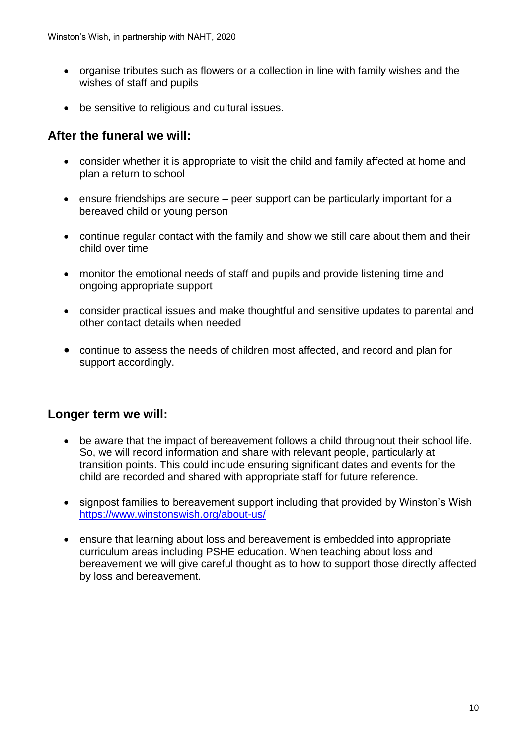- organise tributes such as flowers or a collection in line with family wishes and the wishes of staff and pupils
- be sensitive to religious and cultural issues.

## After the funeral we will:

- consider whether it is appropriate to visit the child and family affected at home and plan a return to school
- ensure friendships are secure – peer support can be particularly important for a bereaved child or young person
- continue regular contact with the family and show we still care about them and their child over time
- monitor the emotional needs of staff and pupils and provide listening time and ongoing appropriate support
- consider practical issues and make thoughtful and sensitive updates to parental and other contact details when needed
- continue to assess the needs of children most affected, and record and plan for support accordingly.

## Longer term we will:

- be aware that the impact of bereavement follows a child throughout their school life. So, we will record information and share with relevant people, particularly at transition points. This could include ensuring significant dates and events for the child are recorded and shared with appropriate staff for future reference.
- signpost families to bereavement support including that provided by Winston's Wish https://www.winstonswish.org/about-us/
- ensure that learning about loss and bereavement is embedded into appropriate curriculum areas including PSHE education. When teaching about loss and bereavement we will give careful thought as to how to support those directly affected by loss and bereavement.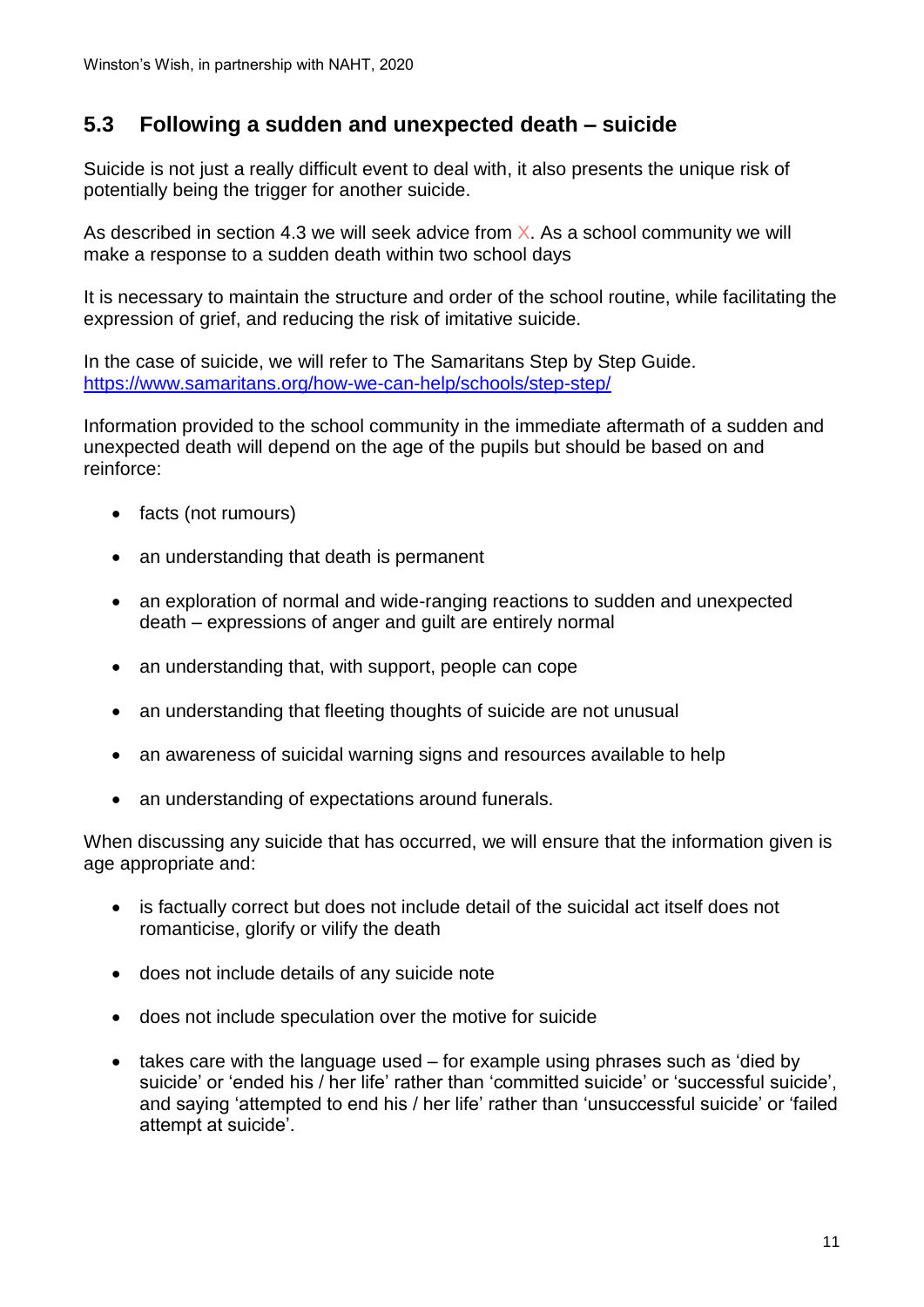## 5.3 Following a sudden and unexpected death – suicide

Suicide is not just a really difficult event to deal with, it also presents the unique risk of potentially being the trigger for another suicide.

As described in section 4.3 we will seek advice from X. As a school community we will make a response to a sudden death within two school days

It is necessary to maintain the structure and order of the school routine, while facilitating the expression of grief, and reducing the risk of imitative suicide.

In the case of suicide, we will refer to The Samaritans Step by Step Guide. https://www.samaritans.org/how-we-can-help/schools/step-step/

Information provided to the school community in the immediate aftermath of a sudden and unexpected death will depend on the age of the pupils but should be based on and reinforce:

- facts (not rumours)
- an understanding that death is permanent
- an exploration of normal and wide-ranging reactions to sudden and unexpected death – expressions of anger and guilt are entirely normal
- an understanding that, with support, people can cope
- an understanding that fleeting thoughts of suicide are not unusual
- an awareness of suicidal warning signs and resources available to help
- an understanding of expectations around funerals.

When discussing any suicide that has occurred, we will ensure that the information given is age appropriate and:

- is factually correct but does not include detail of the suicidal act itself does not romanticise, glorify or vilify the death
- does not include details of any suicide note
- does not include speculation over the motive for suicide
- takes care with the language used – for example using phrases such as 'died by suicide' or 'ended his / her life' rather than 'committed suicide' or 'successful suicide', and saying 'attempted to end his / her life' rather than 'unsuccessful suicide' or 'failed attempt at suicide'.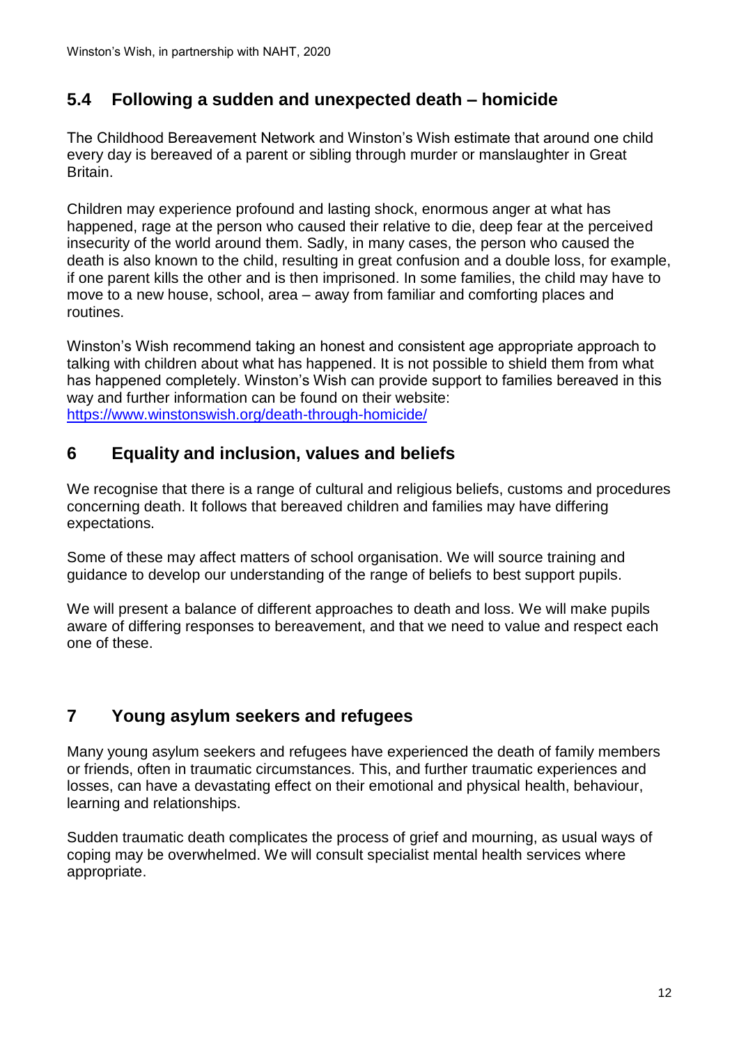## 5.4 Following a sudden and unexpected death – homicide

The Childhood Bereavement Network and Winston's Wish estimate that around one child every day is bereaved of a parent or sibling through murder or manslaughter in Great Britain.

Children may experience profound and lasting shock, enormous anger at what has happened, rage at the person who caused their relative to die, deep fear at the perceived insecurity of the world around them. Sadly, in many cases, the person who caused the death is also known to the child, resulting in great confusion and a double loss, for example, if one parent kills the other and is then imprisoned. In some families, the child may have to move to a new house, school, area – away from familiar and comforting places and routines.

Winston's Wish recommend taking an honest and consistent age appropriate approach to talking with children about what has happened. It is not possible to shield them from what has happened completely. Winston's Wish can provide support to families bereaved in this way and further information can be found on their website: [https://www.winstonswish.org/death-through-homicide/](https://www.winstonswish.org/death-through-homicide/)

## 6 Equality and inclusion, values and beliefs

We recognise that there is a range of cultural and religious beliefs, customs and procedures concerning death. It follows that bereaved children and families may have differing expectations.

Some of these may affect matters of school organisation. We will source training and guidance to develop our understanding of the range of beliefs to best support pupils.

We will present a balance of different approaches to death and loss. We will make pupils aware of differing responses to bereavement, and that we need to value and respect each one of these.

## 7 Young asylum seekers and refugees

Many young asylum seekers and refugees have experienced the death of family members or friends, often in traumatic circumstances. This, and further traumatic experiences and losses, can have a devastating effect on their emotional and physical health, behaviour, learning and relationships.

Sudden traumatic death complicates the process of grief and mourning, as usual ways of coping may be overwhelmed. We will consult specialist mental health services where appropriate.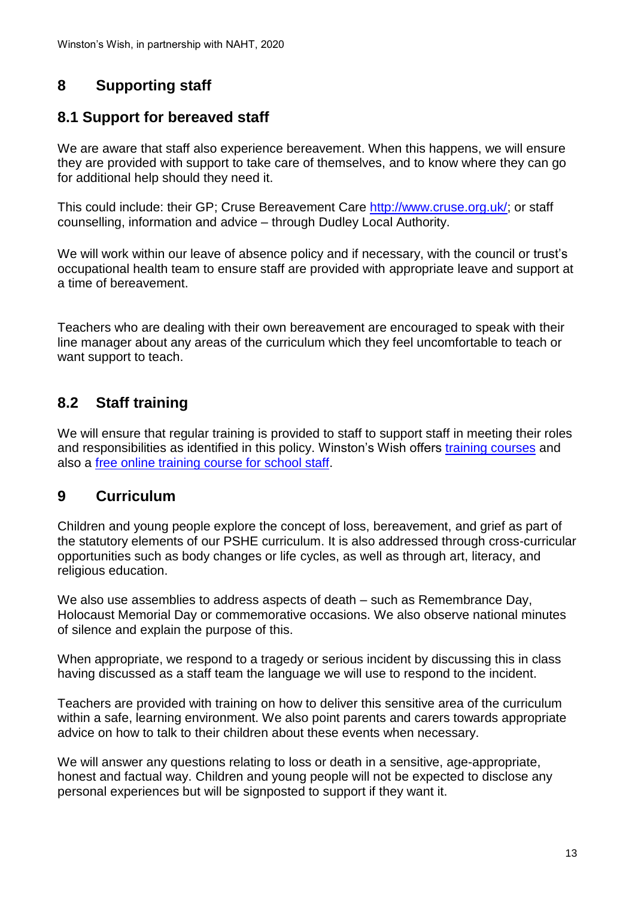## 8 Supporting staff

### 8.1 Support for bereaved staff

We are aware that staff also experience bereavement. When this happens, we will ensure they are provided with support to take care of themselves, and to know where they can go for additional help should they need it.

This could include: their GP; Cruse Bereavement Care [http://www.cruse.org.uk/](http://www.cruse.org.uk/); or staff counselling, information and advice – through Dudley Local Authority.

We will work within our leave of absence policy and if necessary, with the council or trust's occupational health team to ensure staff are provided with appropriate leave and support at a time of bereavement.

Teachers who are dealing with their own bereavement are encouraged to speak with their line manager about any areas of the curriculum which they feel uncomfortable to teach or want support to teach.

### 8.2 Staff training

We will ensure that regular training is provided to staff to support staff in meeting their roles and responsibilities as identified in this policy. Winston's Wish offers training courses and also a free online training course for school staff.

## 9 Curriculum

Children and young people explore the concept of loss, bereavement, and grief as part of the statutory elements of our PSHE curriculum. It is also addressed through cross-curricular opportunities such as body changes or life cycles, as well as through art, literacy, and religious education.

We also use assemblies to address aspects of death – such as Remembrance Day, Holocaust Memorial Day or commemorative occasions. We also observe national minutes of silence and explain the purpose of this.

When appropriate, we respond to a tragedy or serious incident by discussing this in class having discussed as a staff team the language we will use to respond to the incident.

Teachers are provided with training on how to deliver this sensitive area of the curriculum within a safe, learning environment. We also point parents and carers towards appropriate advice on how to talk to their children about these events when necessary.

We will answer any questions relating to loss or death in a sensitive, age-appropriate, honest and factual way. Children and young people will not be expected to disclose any personal experiences but will be signposted to support if they want it.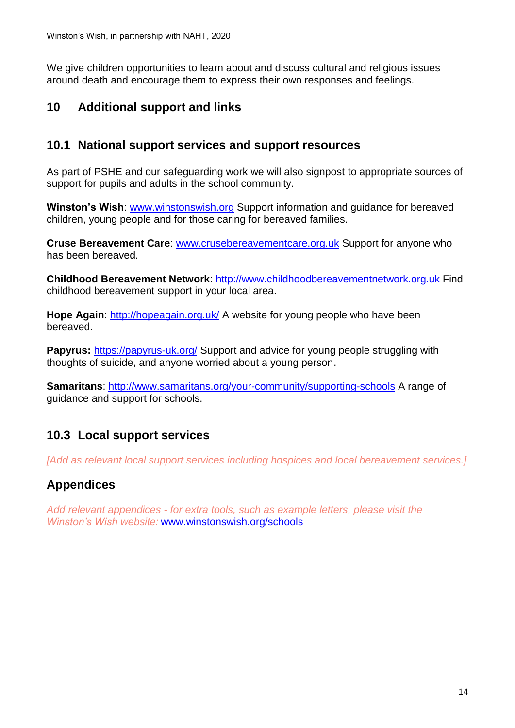We give children opportunities to learn about and discuss cultural and religious issues around death and encourage them to express their own responses and feelings.

## 10 Additional support and links

### 10.1 National support services and support resources

As part of PSHE and our safeguarding work we will also signpost to appropriate sources of support for pupils and adults in the school community.

**Winston's Wish**: www.winstonswish.org Support information and guidance for bereaved children, young people and for those caring for bereaved families.

**Cruse Bereavement Care**: www.crusebereavementcare.org.uk Support for anyone who has been bereaved.

**Childhood Bereavement Network**: http://www.childhoodbereavementnetwork.org.uk Find childhood bereavement support in your local area.

**Hope Again**: http://hopeagain.org.uk/ A website for young people who have been bereaved.

**Papyrus:** https://papyrus-uk.org/ Support and advice for young people struggling with thoughts of suicide, and anyone worried about a young person.

**Samaritans**: http://www.samaritans.org/your-community/supporting-schools A range of guidance and support for schools.

### 10.3 Local support services

*[Add as relevant local support services including hospices and local bereavement services.]*

## Appendices

*Add relevant appendices - for extra tools, such as example letters, please visit the Winston's Wish website:* www.winstonswish.org/schools